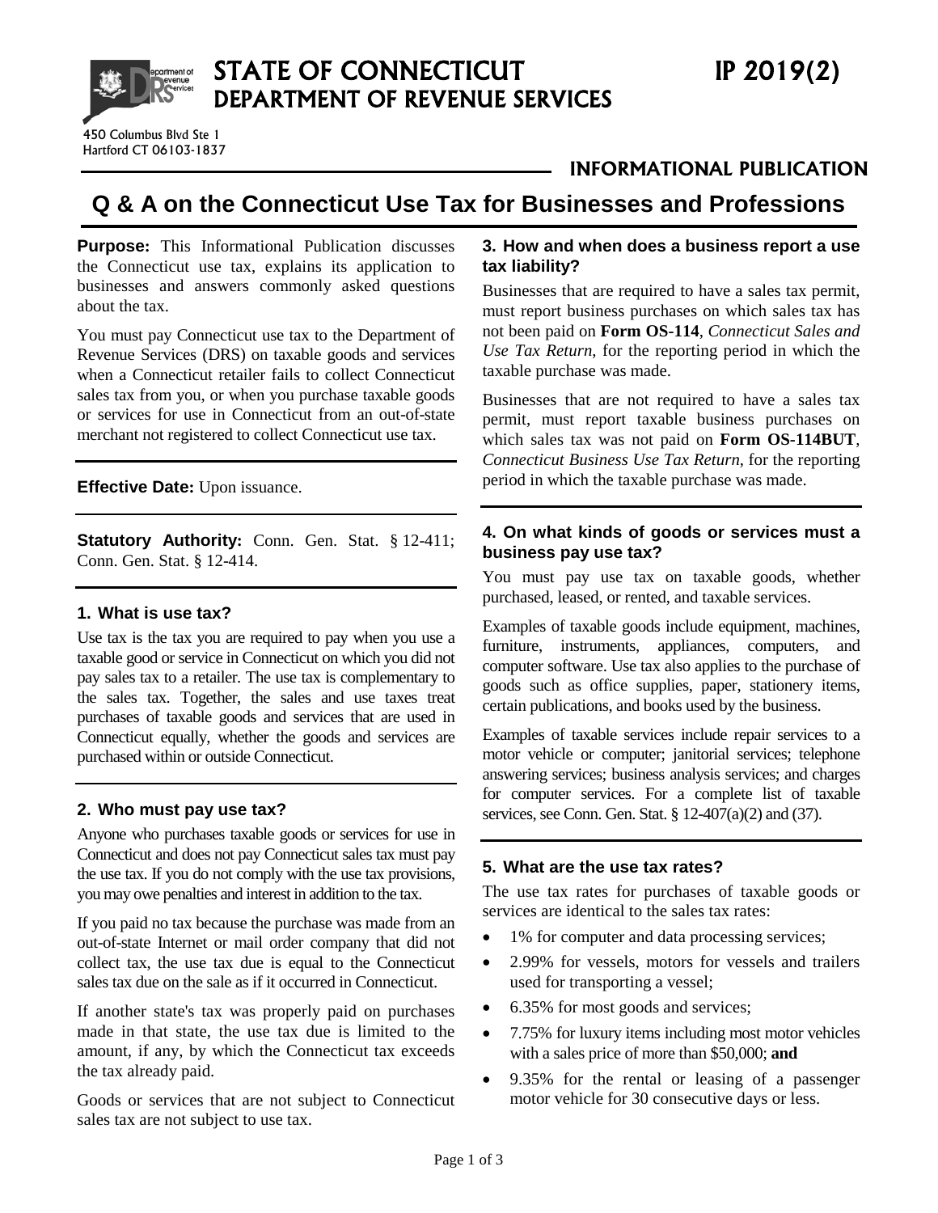# STATE OF CONNECTICUT
# DEPARTMENT OF REVENUE SERVICES

IP 2019(2)

450 Columbus Blvd Ste 1
Hartford CT 06103-1837

**INFORMATIONAL PUBLICATION**

## Q & A on the Connecticut Use Tax for Businesses and Professions

**Purpose:** This Informational Publication discusses the Connecticut use tax, explains its application to businesses and answers commonly asked questions about the tax.

You must pay Connecticut use tax to the Department of Revenue Services (DRS) on taxable goods and services when a Connecticut retailer fails to collect Connecticut sales tax from you, or when you purchase taxable goods or services for use in Connecticut from an out-of-state merchant not registered to collect Connecticut use tax.

**Effective Date:** Upon issuance.

**Statutory Authority:** Conn. Gen. Stat. § 12-411; Conn. Gen. Stat. § 12-414.

### 1. What is use tax?

Use tax is the tax you are required to pay when you use a taxable good or service in Connecticut on which you did not pay sales tax to a retailer. The use tax is complementary to the sales tax. Together, the sales and use taxes treat purchases of taxable goods and services that are used in Connecticut equally, whether the goods and services are purchased within or outside Connecticut.

### 2. Who must pay use tax?

Anyone who purchases taxable goods or services for use in Connecticut and does not pay Connecticut sales tax must pay the use tax. If you do not comply with the use tax provisions, you may owe penalties and interest in addition to the tax.

If you paid no tax because the purchase was made from an out-of-state Internet or mail order company that did not collect tax, the use tax due is equal to the Connecticut sales tax due on the sale as if it occurred in Connecticut.

If another state's tax was properly paid on purchases made in that state, the use tax due is limited to the amount, if any, by which the Connecticut tax exceeds the tax already paid.

Goods or services that are not subject to Connecticut sales tax are not subject to use tax.

### 3. How and when does a business report a use tax liability?

Businesses that are required to have a sales tax permit, must report business purchases on which sales tax has not been paid on **Form OS-114**, *Connecticut Sales and Use Tax Return*, for the reporting period in which the taxable purchase was made.

Businesses that are not required to have a sales tax permit, must report taxable business purchases on which sales tax was not paid on **Form OS-114BUT**, *Connecticut Business Use Tax Return*, for the reporting period in which the taxable purchase was made.

### 4. On what kinds of goods or services must a business pay use tax?

You must pay use tax on taxable goods, whether purchased, leased, or rented, and taxable services.

Examples of taxable goods include equipment, machines, furniture, instruments, appliances, computers, and computer software. Use tax also applies to the purchase of goods such as office supplies, paper, stationery items, certain publications, and books used by the business.

Examples of taxable services include repair services to a motor vehicle or computer; janitorial services; telephone answering services; business analysis services; and charges for computer services. For a complete list of taxable services, see Conn. Gen. Stat. § 12-407(a)(2) and (37).

### 5. What are the use tax rates?

The use tax rates for purchases of taxable goods or services are identical to the sales tax rates:

- 1% for computer and data processing services;
- 2.99% for vessels, motors for vessels and trailers used for transporting a vessel;
- 6.35% for most goods and services;
- 7.75% for luxury items including most motor vehicles with a sales price of more than $50,000; **and**
- 9.35% for the rental or leasing of a passenger motor vehicle for 30 consecutive days or less.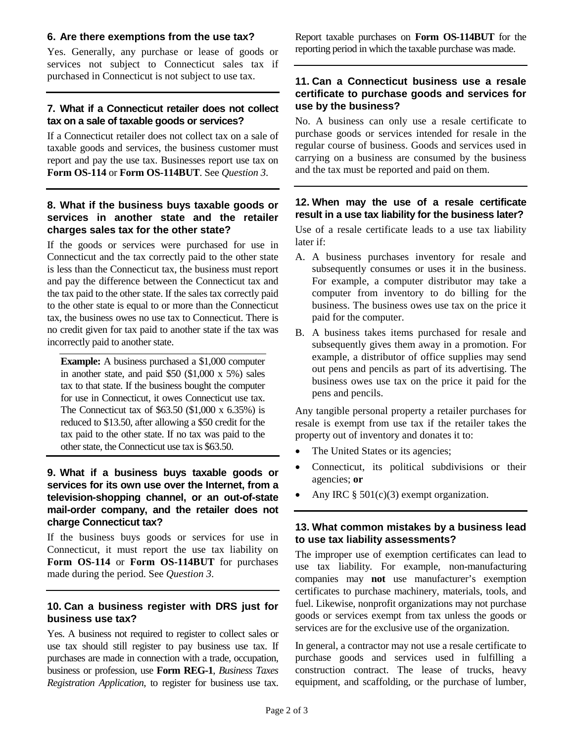### 6. Are there exemptions from the use tax?

Yes. Generally, any purchase or lease of goods or services not subject to Connecticut sales tax if purchased in Connecticut is not subject to use tax.

### 7. What if a Connecticut retailer does not collect tax on a sale of taxable goods or services?

If a Connecticut retailer does not collect tax on a sale of taxable goods and services, the business customer must report and pay the use tax. Businesses report use tax on **Form OS-114** or **Form OS-114BUT**. See *Question 3*.

### 8. What if the business buys taxable goods or services in another state and the retailer charges sales tax for the other state?

If the goods or services were purchased for use in Connecticut and the tax correctly paid to the other state is less than the Connecticut tax, the business must report and pay the difference between the Connecticut tax and the tax paid to the other state. If the sales tax correctly paid to the other state is equal to or more than the Connecticut tax, the business owes no use tax to Connecticut. There is no credit given for tax paid to another state if the tax was incorrectly paid to another state.

**Example:** A business purchased a $1,000 computer in another state, and paid $50 ($1,000 x 5%) sales tax to that state. If the business bought the computer for use in Connecticut, it owes Connecticut use tax. The Connecticut tax of $63.50 ($1,000 x 6.35%) is reduced to $13.50, after allowing a $50 credit for the tax paid to the other state. If no tax was paid to the other state, the Connecticut use tax is $63.50.

### 9. What if a business buys taxable goods or services for its own use over the Internet, from a television-shopping channel, or an out-of-state mail-order company, and the retailer does not charge Connecticut tax?

If the business buys goods or services for use in Connecticut, it must report the use tax liability on **Form OS-114** or **Form OS-114BUT** for purchases made during the period. See *Question 3*.

### 10. Can a business register with DRS just for business use tax?

Yes. A business not required to register to collect sales or use tax should still register to pay business use tax. If purchases are made in connection with a trade, occupation, business or profession, use **Form REG-1**, *Business Taxes Registration Application*, to register for business use tax. Report taxable purchases on **Form OS-114BUT** for the reporting period in which the taxable purchase was made.

### 11. Can a Connecticut business use a resale certificate to purchase goods and services for use by the business?

No. A business can only use a resale certificate to purchase goods or services intended for resale in the regular course of business. Goods and services used in carrying on a business are consumed by the business and the tax must be reported and paid on them.

### 12. When may the use of a resale certificate result in a use tax liability for the business later?

Use of a resale certificate leads to a use tax liability later if:

A. A business purchases inventory for resale and subsequently consumes or uses it in the business. For example, a computer distributor may take a computer from inventory to do billing for the business. The business owes use tax on the price it paid for the computer.

B. A business takes items purchased for resale and subsequently gives them away in a promotion. For example, a distributor of office supplies may send out pens and pencils as part of its advertising. The business owes use tax on the price it paid for the pens and pencils.

Any tangible personal property a retailer purchases for resale is exempt from use tax if the retailer takes the property out of inventory and donates it to:

- The United States or its agencies;
- Connecticut, its political subdivisions or their agencies; **or**
- Any IRC § 501(c)(3) exempt organization.

### 13. What common mistakes by a business lead to use tax liability assessments?

The improper use of exemption certificates can lead to use tax liability. For example, non-manufacturing companies may **not** use manufacturer's exemption certificates to purchase machinery, materials, tools, and fuel. Likewise, nonprofit organizations may not purchase goods or services exempt from tax unless the goods or services are for the exclusive use of the organization.

In general, a contractor may not use a resale certificate to purchase goods and services used in fulfilling a construction contract. The lease of trucks, heavy equipment, and scaffolding, or the purchase of lumber,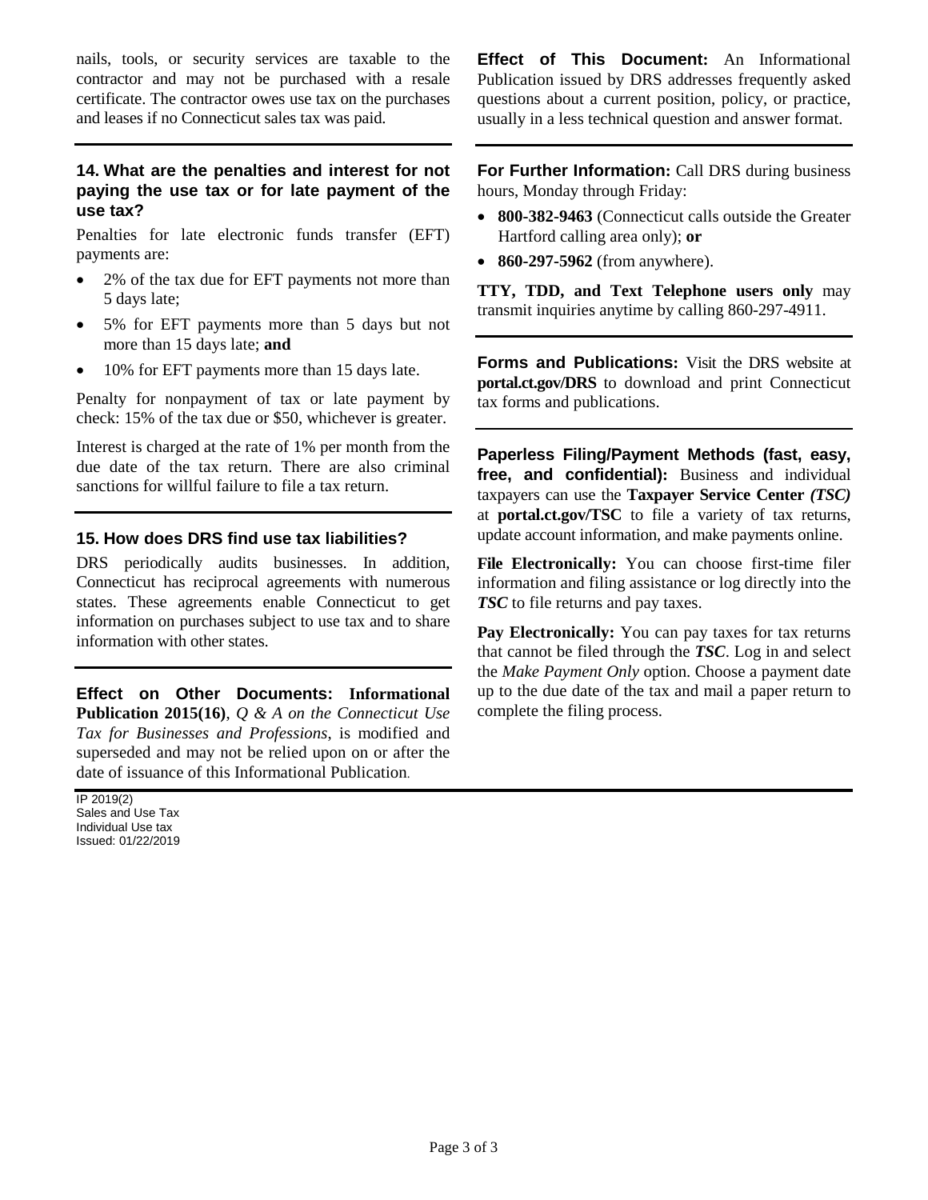nails, tools, or security services are taxable to the contractor and may not be purchased with a resale certificate. The contractor owes use tax on the purchases and leases if no Connecticut sales tax was paid.

### 14. What are the penalties and interest for not paying the use tax or for late payment of the use tax?

Penalties for late electronic funds transfer (EFT) payments are:

- 2% of the tax due for EFT payments not more than 5 days late;
- 5% for EFT payments more than 5 days but not more than 15 days late; **and**
- 10% for EFT payments more than 15 days late.

Penalty for nonpayment of tax or late payment by check: 15% of the tax due or $50, whichever is greater.

Interest is charged at the rate of 1% per month from the due date of the tax return. There are also criminal sanctions for willful failure to file a tax return.

### 15. How does DRS find use tax liabilities?

DRS periodically audits businesses. In addition, Connecticut has reciprocal agreements with numerous states. These agreements enable Connecticut to get information on purchases subject to use tax and to share information with other states.

**Effect on Other Documents: Informational Publication 2015(16)**, *Q & A on the Connecticut Use Tax for Businesses and Professions*, is modified and superseded and may not be relied upon on or after the date of issuance of this Informational Publication.

**Effect of This Document:** An Informational Publication issued by DRS addresses frequently asked questions about a current position, policy, or practice, usually in a less technical question and answer format.

**For Further Information:** Call DRS during business hours, Monday through Friday:

- **800-382-9463** (Connecticut calls outside the Greater Hartford calling area only); **or**
- **860-297-5962** (from anywhere).

**TTY, TDD, and Text Telephone users only** may transmit inquiries anytime by calling 860-297-4911.

**Forms and Publications:** Visit the DRS website at **portal.ct.gov/DRS** to download and print Connecticut tax forms and publications.

**Paperless Filing/Payment Methods (fast, easy, free, and confidential):** Business and individual taxpayers can use the **Taxpayer Service Center** ***(TSC)*** at **portal.ct.gov/TSC** to file a variety of tax returns, update account information, and make payments online.

**File Electronically:** You can choose first-time filer information and filing assistance or log directly into the ***TSC*** to file returns and pay taxes.

**Pay Electronically:** You can pay taxes for tax returns that cannot be filed through the ***TSC***. Log in and select the *Make Payment Only* option. Choose a payment date up to the due date of the tax and mail a paper return to complete the filing process.

IP 2019(2)
Sales and Use Tax
Individual Use tax
Issued: 01/22/2019